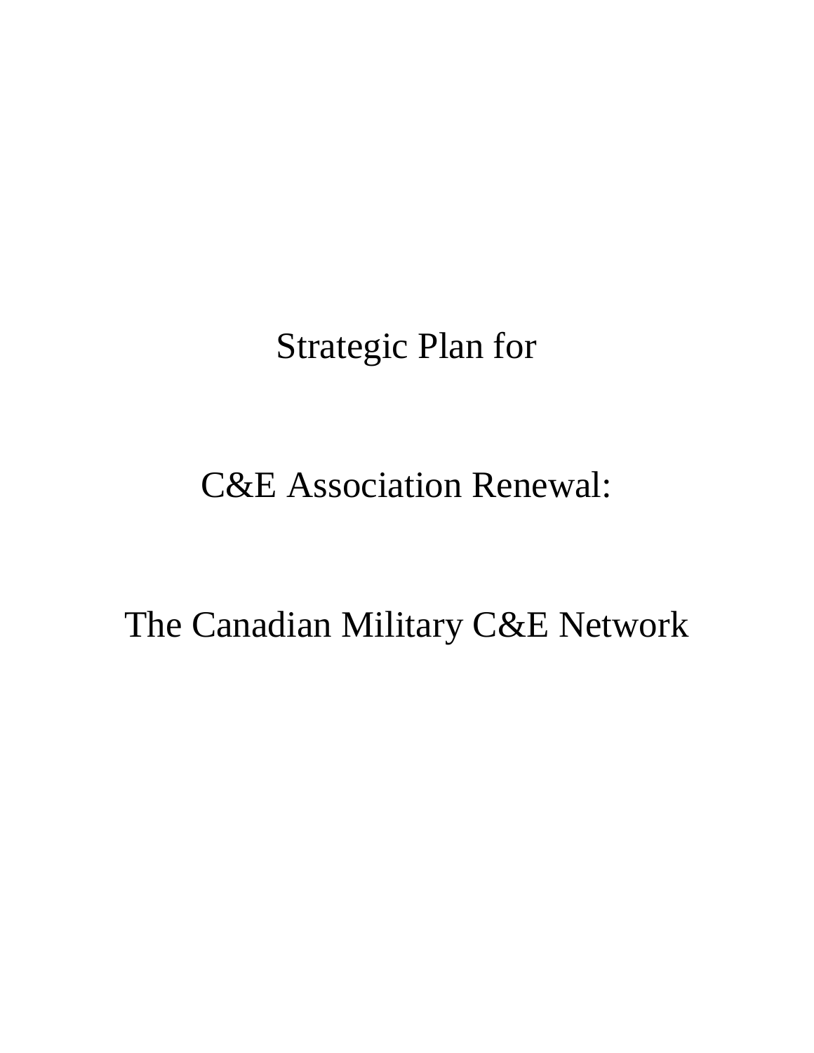# Strategic Plan for

# C&E Association Renewal:

# The Canadian Military C&E Network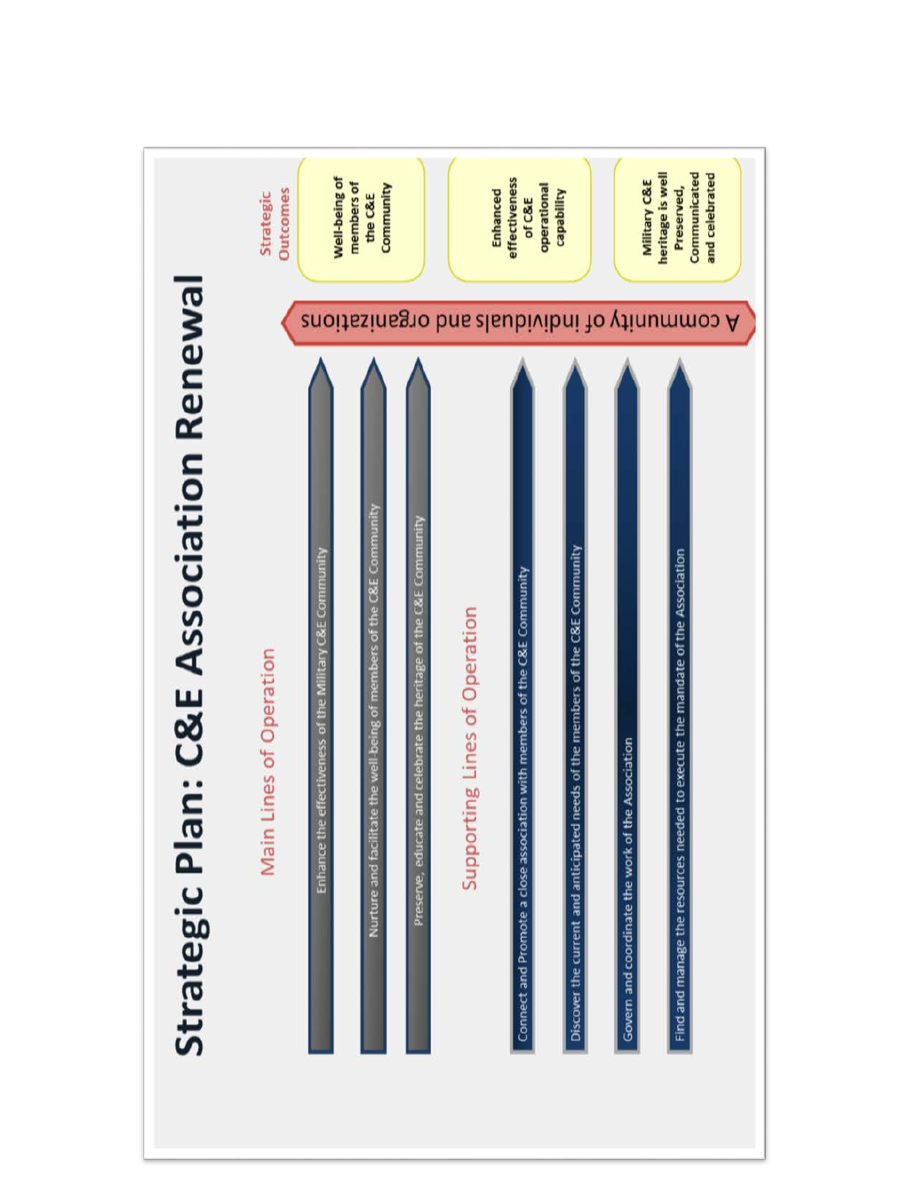# Strategic Plan: C&E Association Renewal

## Main Lines of Operation

- Enhance the effectiveness of the Military C&E Community
- Nurture and facilitate the well-being of members of the C&E Community
- Preserve, educate and celebrate the heritage of the C&E Community

## Supporting Lines of Operation

- Connect and Promote a close association with members of the C&E Community
- Discover the current and anticipated needs of the members of the C&E Community
- Govern and coordinate the work of the Association
- Find and manage the resources needed to execute the mandate of the Association

**A community of individuals and organizations**

## Strategic Outcomes

- Well-being of members of the C&E Community
- Enhanced effectiveness of C&E operational capability
- Military C&E heritage is well Preserved, Communicated and celebrated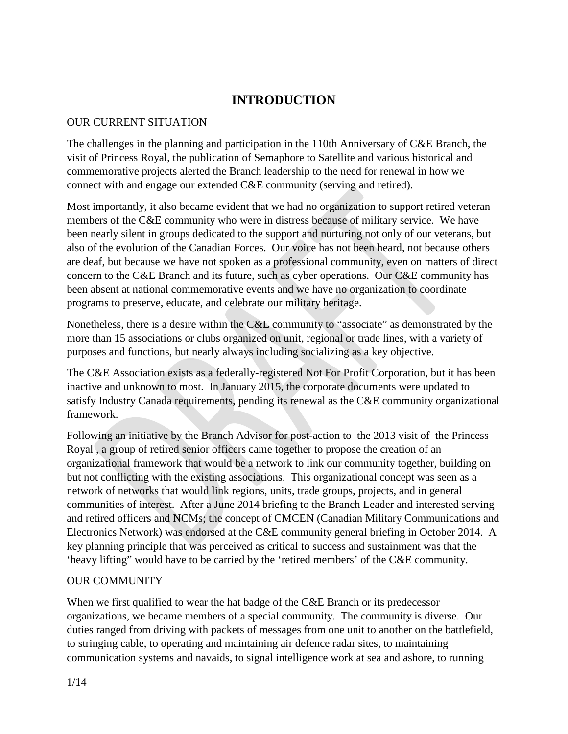# INTRODUCTION

OUR CURRENT SITUATION

The challenges in the planning and participation in the 110th Anniversary of C&E Branch, the visit of Princess Royal, the publication of Semaphore to Satellite and various historical and commemorative projects alerted the Branch leadership to the need for renewal in how we connect with and engage our extended C&E community (serving and retired).

Most importantly, it also became evident that we had no organization to support retired veteran members of the C&E community who were in distress because of military service. We have been nearly silent in groups dedicated to the support and nurturing not only of our veterans, but also of the evolution of the Canadian Forces. Our voice has not been heard, not because others are deaf, but because we have not spoken as a professional community, even on matters of direct concern to the C&E Branch and its future, such as cyber operations. Our C&E community has been absent at national commemorative events and we have no organization to coordinate programs to preserve, educate, and celebrate our military heritage.

Nonetheless, there is a desire within the C&E community to "associate" as demonstrated by the more than 15 associations or clubs organized on unit, regional or trade lines, with a variety of purposes and functions, but nearly always including socializing as a key objective.

The C&E Association exists as a federally-registered Not For Profit Corporation, but it has been inactive and unknown to most. In January 2015, the corporate documents were updated to satisfy Industry Canada requirements, pending its renewal as the C&E community organizational framework.

Following an initiative by the Branch Advisor for post-action to the 2013 visit of the Princess Royal , a group of retired senior officers came together to propose the creation of an organizational framework that would be a network to link our community together, building on but not conflicting with the existing associations. This organizational concept was seen as a network of networks that would link regions, units, trade groups, projects, and in general communities of interest. After a June 2014 briefing to the Branch Leader and interested serving and retired officers and NCMs; the concept of CMCEN (Canadian Military Communications and Electronics Network) was endorsed at the C&E community general briefing in October 2014. A key planning principle that was perceived as critical to success and sustainment was that the 'heavy lifting" would have to be carried by the 'retired members' of the C&E community.

OUR COMMUNITY

When we first qualified to wear the hat badge of the C&E Branch or its predecessor organizations, we became members of a special community. The community is diverse. Our duties ranged from driving with packets of messages from one unit to another on the battlefield, to stringing cable, to operating and maintaining air defence radar sites, to maintaining communication systems and navaids, to signal intelligence work at sea and ashore, to running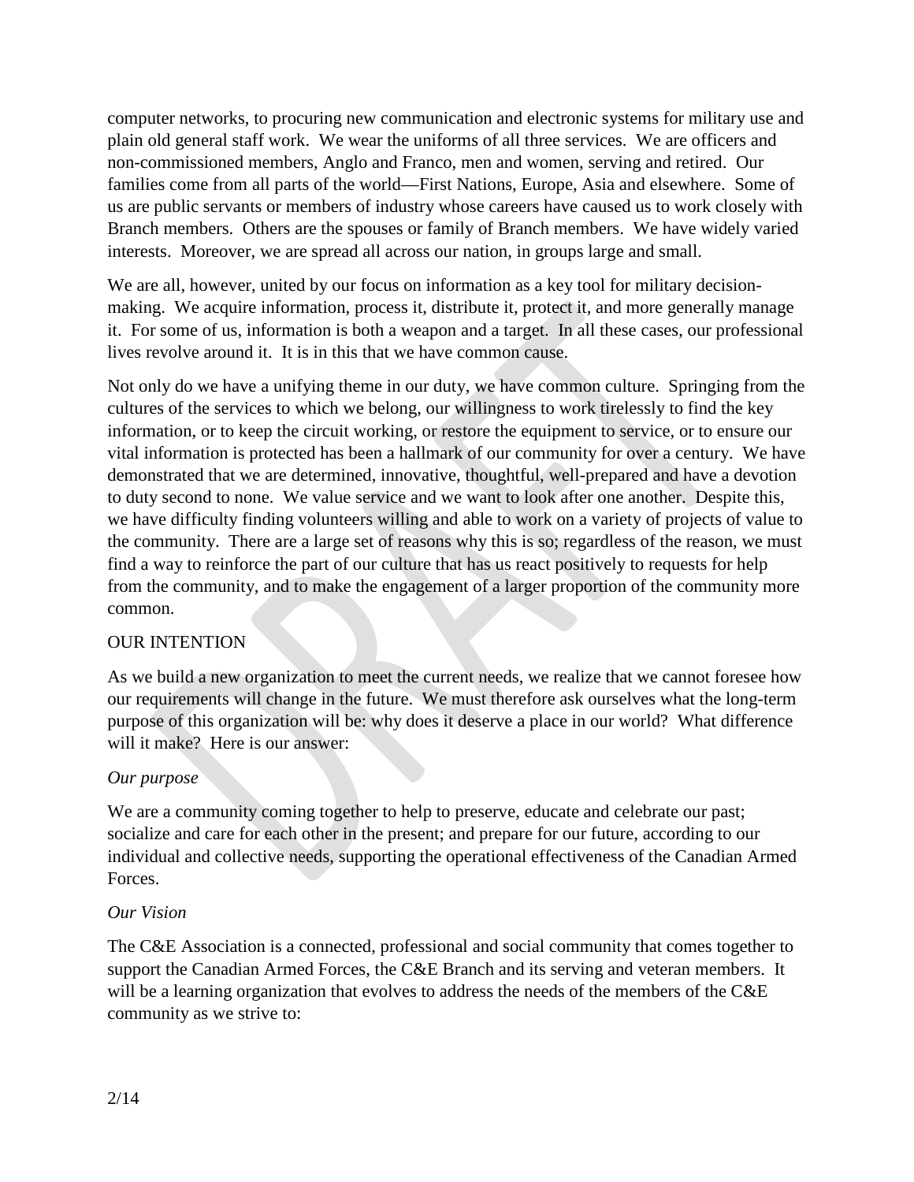computer networks, to procuring new communication and electronic systems for military use and plain old general staff work. We wear the uniforms of all three services. We are officers and non-commissioned members, Anglo and Franco, men and women, serving and retired. Our families come from all parts of the world—First Nations, Europe, Asia and elsewhere. Some of us are public servants or members of industry whose careers have caused us to work closely with Branch members. Others are the spouses or family of Branch members. We have widely varied interests. Moreover, we are spread all across our nation, in groups large and small.

We are all, however, united by our focus on information as a key tool for military decision-making. We acquire information, process it, distribute it, protect it, and more generally manage it. For some of us, information is both a weapon and a target. In all these cases, our professional lives revolve around it. It is in this that we have common cause.

Not only do we have a unifying theme in our duty, we have common culture. Springing from the cultures of the services to which we belong, our willingness to work tirelessly to find the key information, or to keep the circuit working, or restore the equipment to service, or to ensure our vital information is protected has been a hallmark of our community for over a century. We have demonstrated that we are determined, innovative, thoughtful, well-prepared and have a devotion to duty second to none. We value service and we want to look after one another. Despite this, we have difficulty finding volunteers willing and able to work on a variety of projects of value to the community. There are a large set of reasons why this is so; regardless of the reason, we must find a way to reinforce the part of our culture that has us react positively to requests for help from the community, and to make the engagement of a larger proportion of the community more common.

## OUR INTENTION

As we build a new organization to meet the current needs, we realize that we cannot foresee how our requirements will change in the future. We must therefore ask ourselves what the long-term purpose of this organization will be: why does it deserve a place in our world? What difference will it make? Here is our answer:

### *Our purpose*

We are a community coming together to help to preserve, educate and celebrate our past; socialize and care for each other in the present; and prepare for our future, according to our individual and collective needs, supporting the operational effectiveness of the Canadian Armed Forces.

### *Our Vision*

The C&E Association is a connected, professional and social community that comes together to support the Canadian Armed Forces, the C&E Branch and its serving and veteran members. It will be a learning organization that evolves to address the needs of the members of the C&E community as we strive to: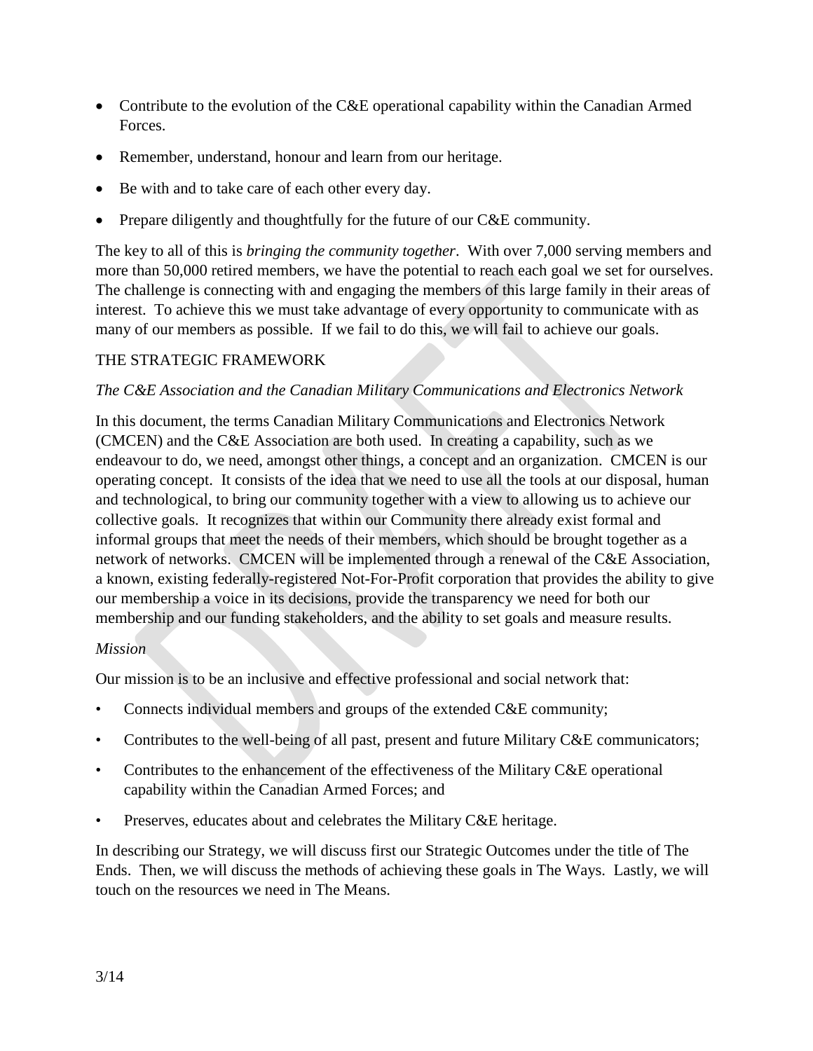- Contribute to the evolution of the C&E operational capability within the Canadian Armed Forces.
- Remember, understand, honour and learn from our heritage.
- Be with and to take care of each other every day.
- Prepare diligently and thoughtfully for the future of our C&E community.

The key to all of this is *bringing the community together*. With over 7,000 serving members and more than 50,000 retired members, we have the potential to reach each goal we set for ourselves. The challenge is connecting with and engaging the members of this large family in their areas of interest. To achieve this we must take advantage of every opportunity to communicate with as many of our members as possible. If we fail to do this, we will fail to achieve our goals.

## THE STRATEGIC FRAMEWORK

### *The C&E Association and the Canadian Military Communications and Electronics Network*

In this document, the terms Canadian Military Communications and Electronics Network (CMCEN) and the C&E Association are both used. In creating a capability, such as we endeavour to do, we need, amongst other things, a concept and an organization. CMCEN is our operating concept. It consists of the idea that we need to use all the tools at our disposal, human and technological, to bring our community together with a view to allowing us to achieve our collective goals. It recognizes that within our Community there already exist formal and informal groups that meet the needs of their members, which should be brought together as a network of networks. CMCEN will be implemented through a renewal of the C&E Association, a known, existing federally-registered Not-For-Profit corporation that provides the ability to give our membership a voice in its decisions, provide the transparency we need for both our membership and our funding stakeholders, and the ability to set goals and measure results.

### *Mission*

Our mission is to be an inclusive and effective professional and social network that:

- Connects individual members and groups of the extended C&E community;
- Contributes to the well-being of all past, present and future Military C&E communicators;
- Contributes to the enhancement of the effectiveness of the Military C&E operational capability within the Canadian Armed Forces; and
- Preserves, educates about and celebrates the Military C&E heritage.

In describing our Strategy, we will discuss first our Strategic Outcomes under the title of The Ends. Then, we will discuss the methods of achieving these goals in The Ways. Lastly, we will touch on the resources we need in The Means.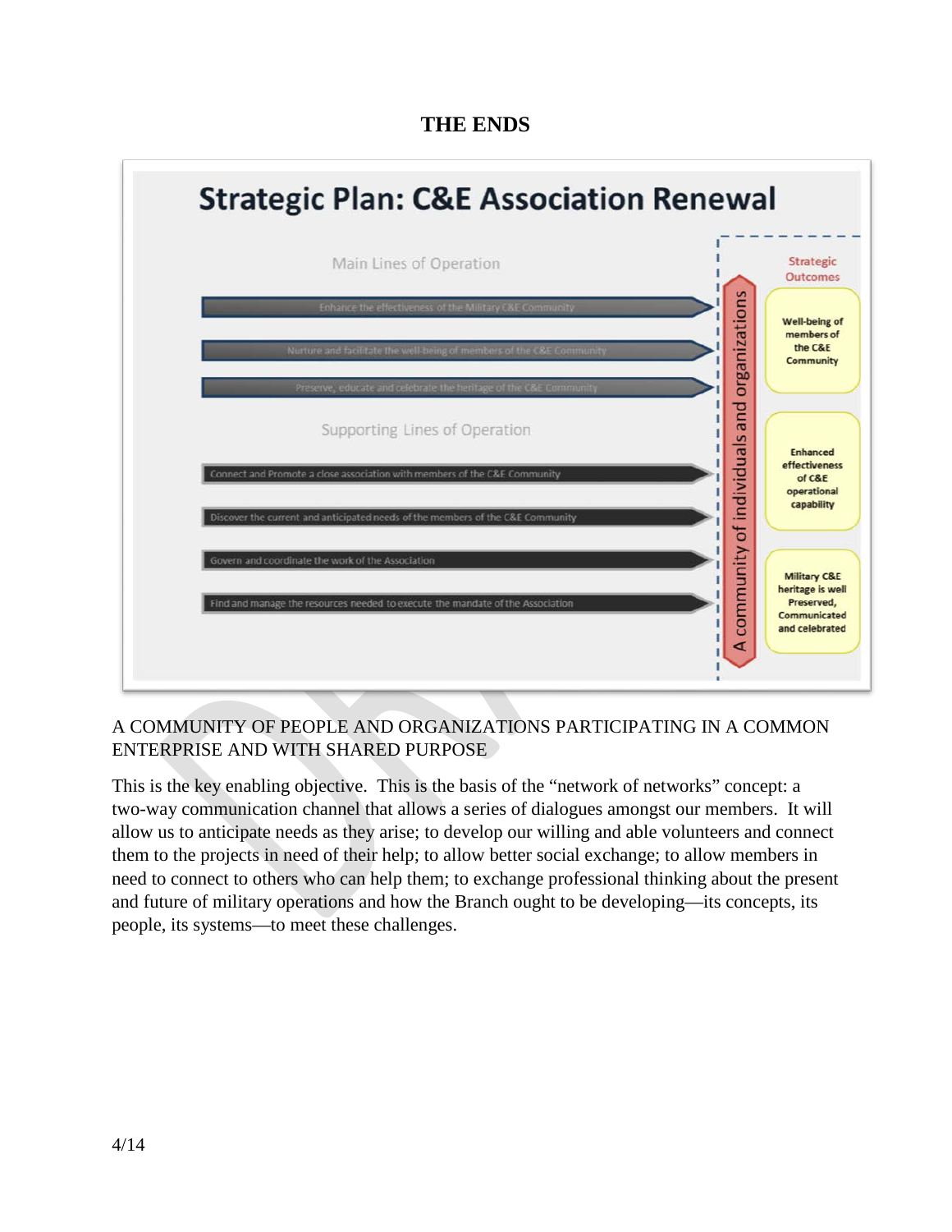## THE ENDS

**Strategic Plan: C&E Association Renewal**

Main Lines of Operation

- Enhance the effectiveness of the Military C&E Community
- Nurture and facilitate the well-being of members of the C&E Community
- Preserve, educate and celebrate the heritage of the C&E Community

Supporting Lines of Operation

- Connect and Promote a close association with members of the C&E Community
- Discover the current and anticipated needs of the members of the C&E Community
- Govern and coordinate the work of the Association
- Find and manage the resources needed to execute the mandate of the Association

A community of individuals and organizations

Strategic Outcomes

- Well-being of members of the C&E Community
- Enhanced effectiveness of C&E operational capability
- Military C&E heritage is well Preserved, Communicated and celebrated

A COMMUNITY OF PEOPLE AND ORGANIZATIONS PARTICIPATING IN A COMMON ENTERPRISE AND WITH SHARED PURPOSE

This is the key enabling objective. This is the basis of the "network of networks" concept: a two-way communication channel that allows a series of dialogues amongst our members. It will allow us to anticipate needs as they arise; to develop our willing and able volunteers and connect them to the projects in need of their help; to allow better social exchange; to allow members in need to connect to others who can help them; to exchange professional thinking about the present and future of military operations and how the Branch ought to be developing—its concepts, its people, its systems—to meet these challenges.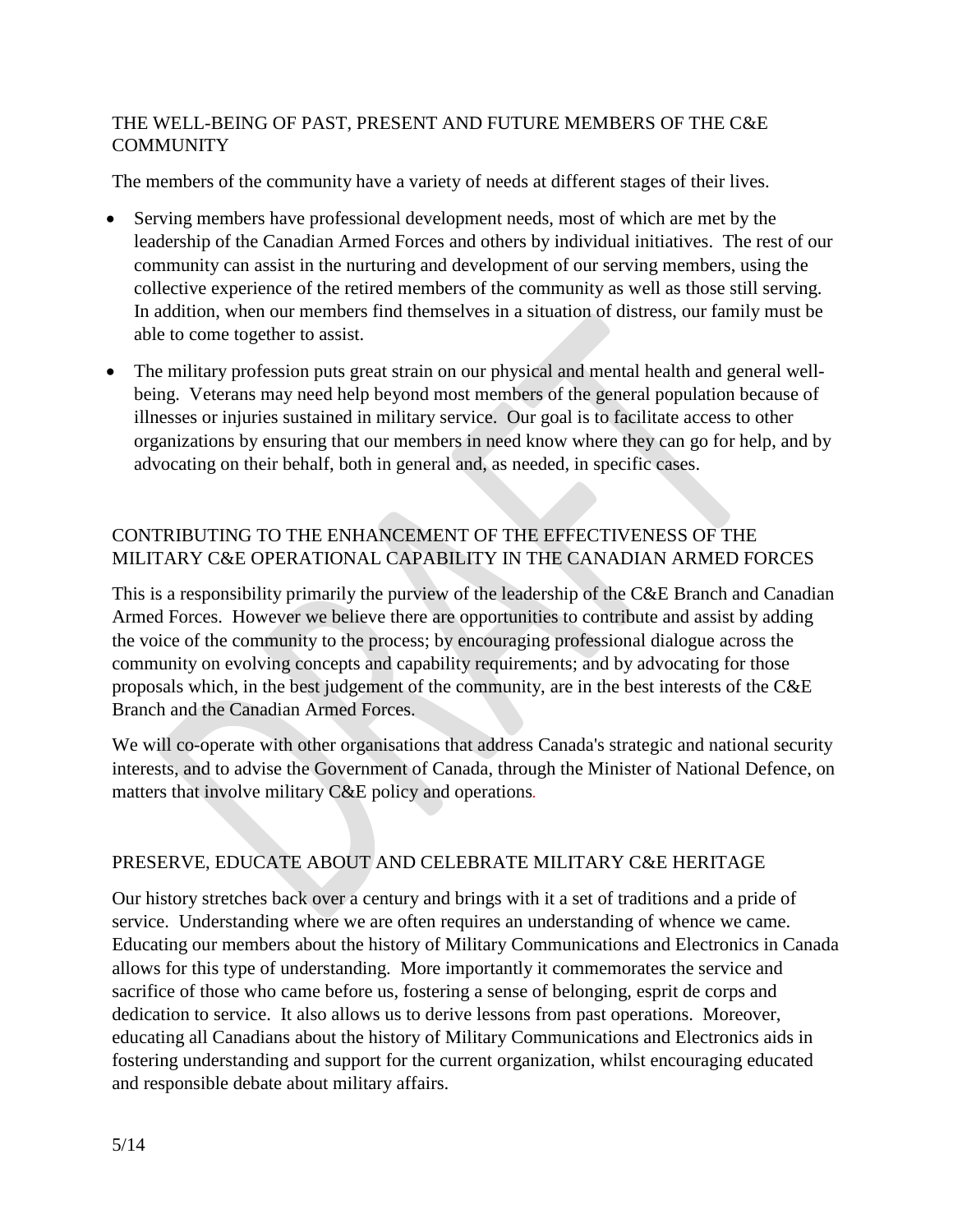## THE WELL-BEING OF PAST, PRESENT AND FUTURE MEMBERS OF THE C&E COMMUNITY

The members of the community have a variety of needs at different stages of their lives.

- Serving members have professional development needs, most of which are met by the leadership of the Canadian Armed Forces and others by individual initiatives. The rest of our community can assist in the nurturing and development of our serving members, using the collective experience of the retired members of the community as well as those still serving. In addition, when our members find themselves in a situation of distress, our family must be able to come together to assist.
- The military profession puts great strain on our physical and mental health and general well-being. Veterans may need help beyond most members of the general population because of illnesses or injuries sustained in military service. Our goal is to facilitate access to other organizations by ensuring that our members in need know where they can go for help, and by advocating on their behalf, both in general and, as needed, in specific cases.

## CONTRIBUTING TO THE ENHANCEMENT OF THE EFFECTIVENESS OF THE MILITARY C&E OPERATIONAL CAPABILITY IN THE CANADIAN ARMED FORCES

This is a responsibility primarily the purview of the leadership of the C&E Branch and Canadian Armed Forces. However we believe there are opportunities to contribute and assist by adding the voice of the community to the process; by encouraging professional dialogue across the community on evolving concepts and capability requirements; and by advocating for those proposals which, in the best judgement of the community, are in the best interests of the C&E Branch and the Canadian Armed Forces.

We will co-operate with other organisations that address Canada's strategic and national security interests, and to advise the Government of Canada, through the Minister of National Defence, on matters that involve military C&E policy and operations.

## PRESERVE, EDUCATE ABOUT AND CELEBRATE MILITARY C&E HERITAGE

Our history stretches back over a century and brings with it a set of traditions and a pride of service. Understanding where we are often requires an understanding of whence we came. Educating our members about the history of Military Communications and Electronics in Canada allows for this type of understanding. More importantly it commemorates the service and sacrifice of those who came before us, fostering a sense of belonging, esprit de corps and dedication to service. It also allows us to derive lessons from past operations. Moreover, educating all Canadians about the history of Military Communications and Electronics aids in fostering understanding and support for the current organization, whilst encouraging educated and responsible debate about military affairs.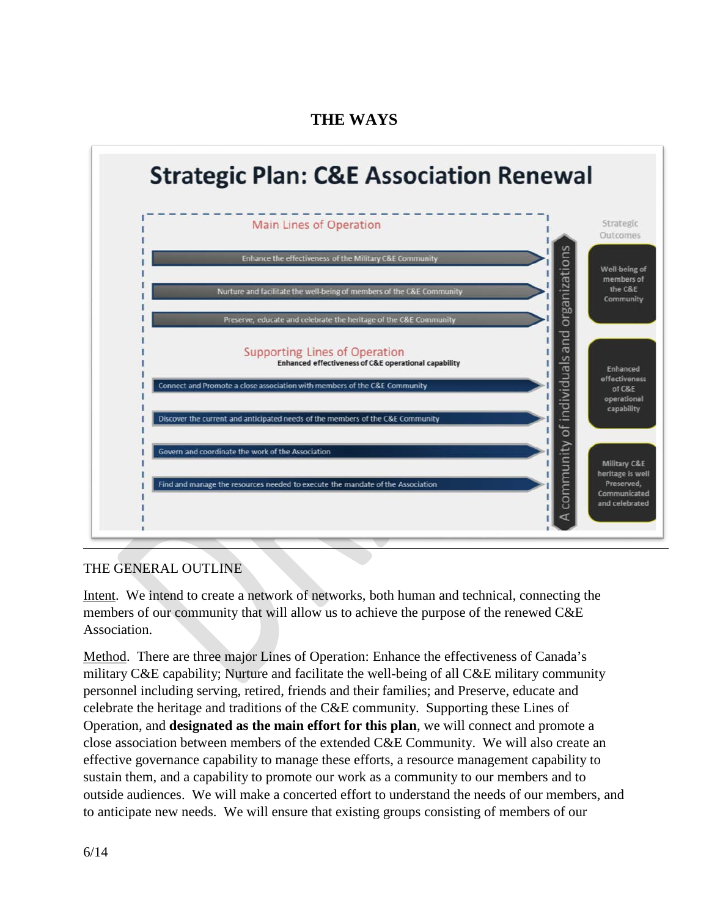## THE WAYS

**Strategic Plan: C&E Association Renewal**

Main Lines of Operation

- Enhance the effectiveness of the Military C&E Community
- Nurture and facilitate the well-being of members of the C&E Community
- Preserve, educate and celebrate the heritage of the C&E Community

Supporting Lines of Operation
**Enhanced effectiveness of C&E operational capability**

- Connect and Promote a close association with members of the C&E Community
- Discover the current and anticipated needs of the members of the C&E Community
- Govern and coordinate the work of the Association
- Find and manage the resources needed to execute the mandate of the Association

A community of individuals and organizations

Strategic Outcomes

- Well-being of members of the C&E Community
- Enhanced effectiveness of C&E operational capability
- Military C&E heritage is well Preserved, Communicated and celebrated

---

THE GENERAL OUTLINE

Intent. We intend to create a network of networks, both human and technical, connecting the members of our community that will allow us to achieve the purpose of the renewed C&E Association.

Method. There are three major Lines of Operation: Enhance the effectiveness of Canada's military C&E capability; Nurture and facilitate the well-being of all C&E military community personnel including serving, retired, friends and their families; and Preserve, educate and celebrate the heritage and traditions of the C&E community. Supporting these Lines of Operation, and **designated as the main effort for this plan**, we will connect and promote a close association between members of the extended C&E Community. We will also create an effective governance capability to manage these efforts, a resource management capability to sustain them, and a capability to promote our work as a community to our members and to outside audiences. We will make a concerted effort to understand the needs of our members, and to anticipate new needs. We will ensure that existing groups consisting of members of our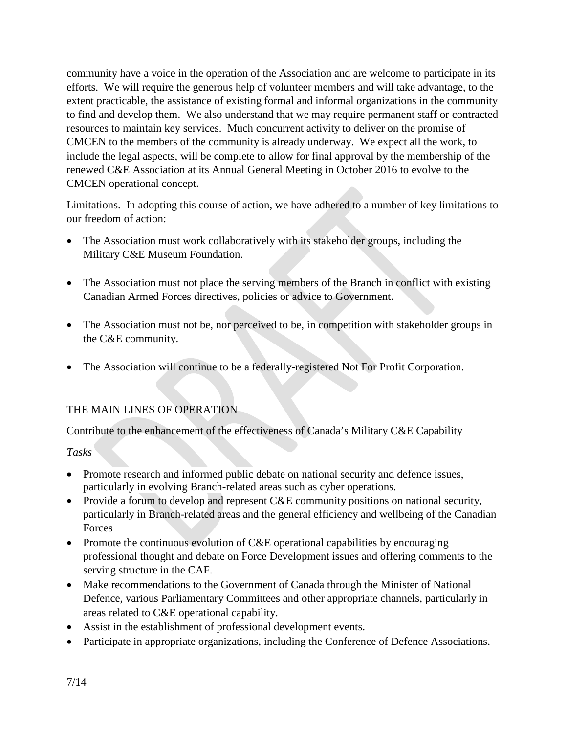community have a voice in the operation of the Association and are welcome to participate in its efforts. We will require the generous help of volunteer members and will take advantage, to the extent practicable, the assistance of existing formal and informal organizations in the community to find and develop them. We also understand that we may require permanent staff or contracted resources to maintain key services. Much concurrent activity to deliver on the promise of CMCEN to the members of the community is already underway. We expect all the work, to include the legal aspects, will be complete to allow for final approval by the membership of the renewed C&E Association at its Annual General Meeting in October 2016 to evolve to the CMCEN operational concept.

<u>Limitations</u>. In adopting this course of action, we have adhered to a number of key limitations to our freedom of action:

- The Association must work collaboratively with its stakeholder groups, including the Military C&E Museum Foundation.

- The Association must not place the serving members of the Branch in conflict with existing Canadian Armed Forces directives, policies or advice to Government.

- The Association must not be, nor perceived to be, in competition with stakeholder groups in the C&E community.

- The Association will continue to be a federally-registered Not For Profit Corporation.

## THE MAIN LINES OF OPERATION

<u>Contribute to the enhancement of the effectiveness of Canada's Military C&E Capability</u>

*Tasks*

- Promote research and informed public debate on national security and defence issues, particularly in evolving Branch-related areas such as cyber operations.
- Provide a forum to develop and represent C&E community positions on national security, particularly in Branch-related areas and the general efficiency and wellbeing of the Canadian Forces
- Promote the continuous evolution of C&E operational capabilities by encouraging professional thought and debate on Force Development issues and offering comments to the serving structure in the CAF.
- Make recommendations to the Government of Canada through the Minister of National Defence, various Parliamentary Committees and other appropriate channels, particularly in areas related to C&E operational capability.
- Assist in the establishment of professional development events.
- Participate in appropriate organizations, including the Conference of Defence Associations.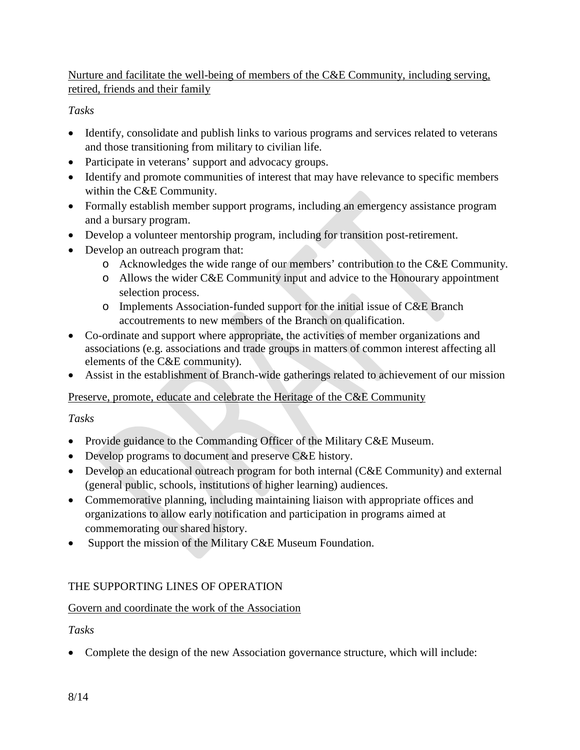<u>Nurture and facilitate the well-being of members of the C&E Community, including serving, retired, friends and their family</u>

*Tasks*

- Identify, consolidate and publish links to various programs and services related to veterans and those transitioning from military to civilian life.
- Participate in veterans' support and advocacy groups.
- Identify and promote communities of interest that may have relevance to specific members within the C&E Community.
- Formally establish member support programs, including an emergency assistance program and a bursary program.
- Develop a volunteer mentorship program, including for transition post-retirement.
- Develop an outreach program that:
    - Acknowledges the wide range of our members' contribution to the C&E Community.
    - Allows the wider C&E Community input and advice to the Honourary appointment selection process.
    - Implements Association-funded support for the initial issue of C&E Branch accoutrements to new members of the Branch on qualification.
- Co-ordinate and support where appropriate, the activities of member organizations and associations (e.g. associations and trade groups in matters of common interest affecting all elements of the C&E community).
- Assist in the establishment of Branch-wide gatherings related to achievement of our mission

<u>Preserve, promote, educate and celebrate the Heritage of the C&E Community</u>

*Tasks*

- Provide guidance to the Commanding Officer of the Military C&E Museum.
- Develop programs to document and preserve C&E history.
- Develop an educational outreach program for both internal (C&E Community) and external (general public, schools, institutions of higher learning) audiences.
- Commemorative planning, including maintaining liaison with appropriate offices and organizations to allow early notification and participation in programs aimed at commemorating our shared history.
- Support the mission of the Military C&E Museum Foundation.

THE SUPPORTING LINES OF OPERATION

<u>Govern and coordinate the work of the Association</u>

*Tasks*

- Complete the design of the new Association governance structure, which will include: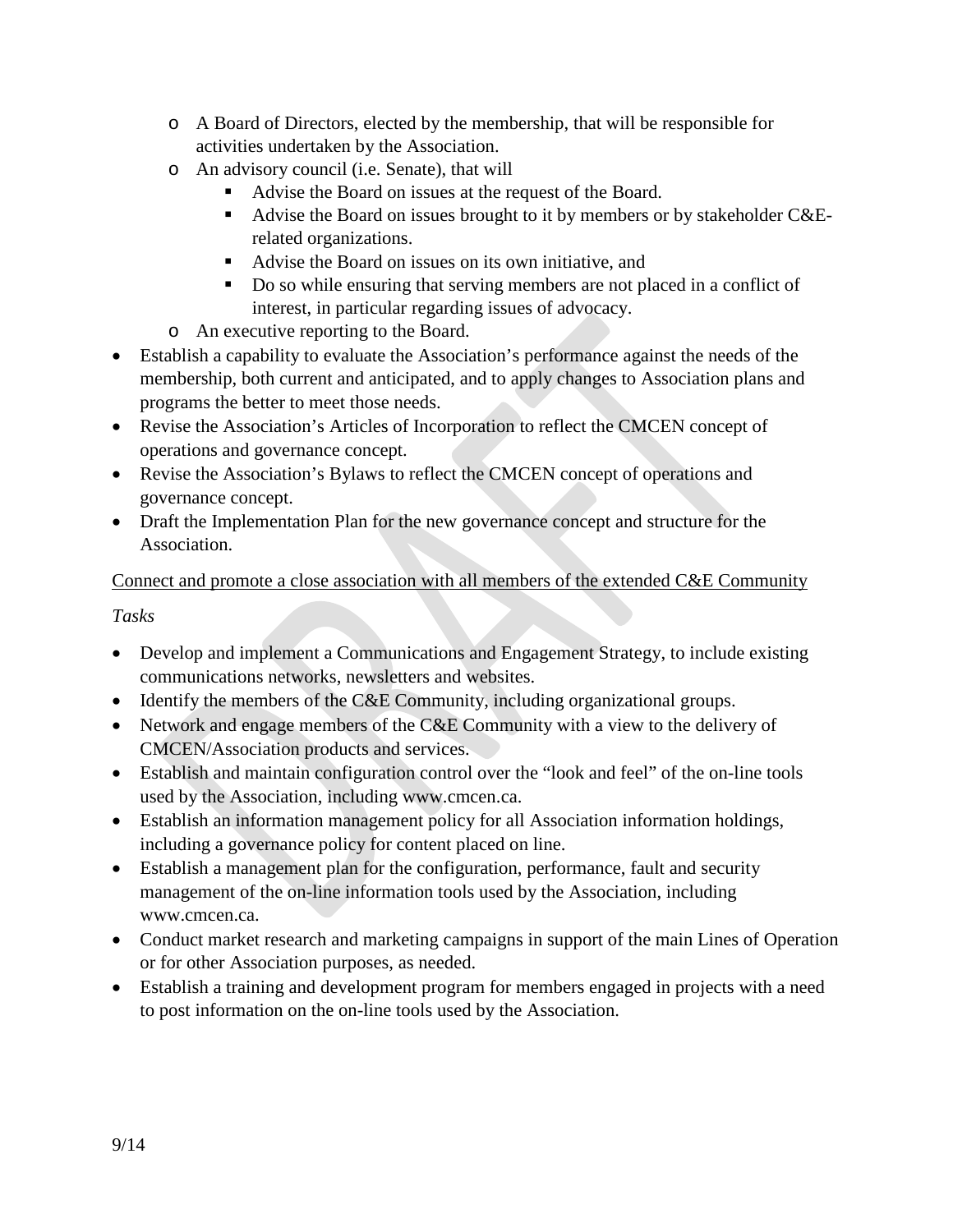- A Board of Directors, elected by the membership, that will be responsible for activities undertaken by the Association.
  - An advisory council (i.e. Senate), that will
    - Advise the Board on issues at the request of the Board.
    - Advise the Board on issues brought to it by members or by stakeholder C&E-related organizations.
    - Advise the Board on issues on its own initiative, and
    - Do so while ensuring that serving members are not placed in a conflict of interest, in particular regarding issues of advocacy.
  - An executive reporting to the Board.
- Establish a capability to evaluate the Association's performance against the needs of the membership, both current and anticipated, and to apply changes to Association plans and programs the better to meet those needs.
- Revise the Association's Articles of Incorporation to reflect the CMCEN concept of operations and governance concept.
- Revise the Association's Bylaws to reflect the CMCEN concept of operations and governance concept.
- Draft the Implementation Plan for the new governance concept and structure for the Association.

<u>Connect and promote a close association with all members of the extended C&E Community</u>

*Tasks*

- Develop and implement a Communications and Engagement Strategy, to include existing communications networks, newsletters and websites.
- Identify the members of the C&E Community, including organizational groups.
- Network and engage members of the C&E Community with a view to the delivery of CMCEN/Association products and services.
- Establish and maintain configuration control over the "look and feel" of the on-line tools used by the Association, including www.cmcen.ca.
- Establish an information management policy for all Association information holdings, including a governance policy for content placed on line.
- Establish a management plan for the configuration, performance, fault and security management of the on-line information tools used by the Association, including www.cmcen.ca.
- Conduct market research and marketing campaigns in support of the main Lines of Operation or for other Association purposes, as needed.
- Establish a training and development program for members engaged in projects with a need to post information on the on-line tools used by the Association.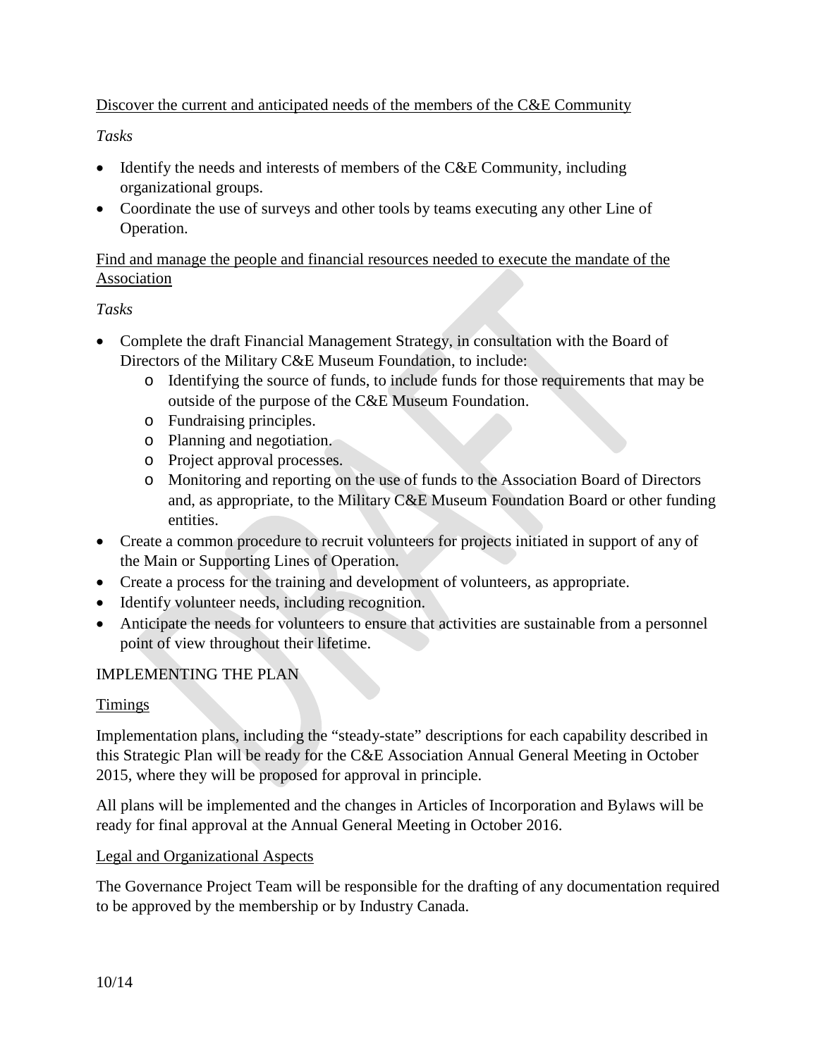Discover the current and anticipated needs of the members of the C&E Community

*Tasks*

- Identify the needs and interests of members of the C&E Community, including organizational groups.
- Coordinate the use of surveys and other tools by teams executing any other Line of Operation.

Find and manage the people and financial resources needed to execute the mandate of the Association

*Tasks*

- Complete the draft Financial Management Strategy, in consultation with the Board of Directors of the Military C&E Museum Foundation, to include:
  - Identifying the source of funds, to include funds for those requirements that may be outside of the purpose of the C&E Museum Foundation.
  - Fundraising principles.
  - Planning and negotiation.
  - Project approval processes.
  - Monitoring and reporting on the use of funds to the Association Board of Directors and, as appropriate, to the Military C&E Museum Foundation Board or other funding entities.
- Create a common procedure to recruit volunteers for projects initiated in support of any of the Main or Supporting Lines of Operation.
- Create a process for the training and development of volunteers, as appropriate.
- Identify volunteer needs, including recognition.
- Anticipate the needs for volunteers to ensure that activities are sustainable from a personnel point of view throughout their lifetime.

## IMPLEMENTING THE PLAN

Timings

Implementation plans, including the "steady-state" descriptions for each capability described in this Strategic Plan will be ready for the C&E Association Annual General Meeting in October 2015, where they will be proposed for approval in principle.

All plans will be implemented and the changes in Articles of Incorporation and Bylaws will be ready for final approval at the Annual General Meeting in October 2016.

Legal and Organizational Aspects

The Governance Project Team will be responsible for the drafting of any documentation required to be approved by the membership or by Industry Canada.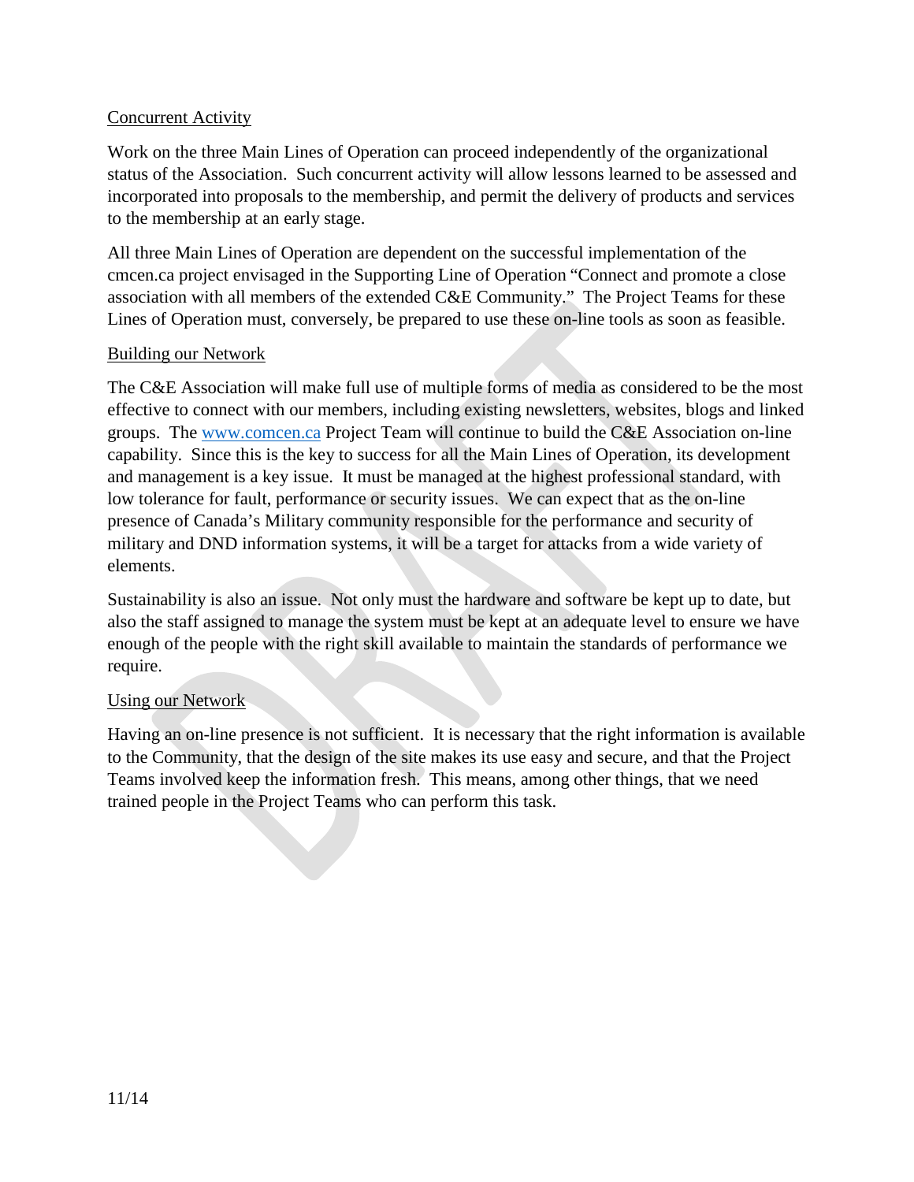Concurrent Activity

Work on the three Main Lines of Operation can proceed independently of the organizational status of the Association. Such concurrent activity will allow lessons learned to be assessed and incorporated into proposals to the membership, and permit the delivery of products and services to the membership at an early stage.

All three Main Lines of Operation are dependent on the successful implementation of the cmcen.ca project envisaged in the Supporting Line of Operation "Connect and promote a close association with all members of the extended C&E Community." The Project Teams for these Lines of Operation must, conversely, be prepared to use these on-line tools as soon as feasible.

Building our Network

The C&E Association will make full use of multiple forms of media as considered to be the most effective to connect with our members, including existing newsletters, websites, blogs and linked groups. The www.comcen.ca Project Team will continue to build the C&E Association on-line capability. Since this is the key to success for all the Main Lines of Operation, its development and management is a key issue. It must be managed at the highest professional standard, with low tolerance for fault, performance or security issues. We can expect that as the on-line presence of Canada's Military community responsible for the performance and security of military and DND information systems, it will be a target for attacks from a wide variety of elements.

Sustainability is also an issue. Not only must the hardware and software be kept up to date, but also the staff assigned to manage the system must be kept at an adequate level to ensure we have enough of the people with the right skill available to maintain the standards of performance we require.

Using our Network

Having an on-line presence is not sufficient. It is necessary that the right information is available to the Community, that the design of the site makes its use easy and secure, and that the Project Teams involved keep the information fresh. This means, among other things, that we need trained people in the Project Teams who can perform this task.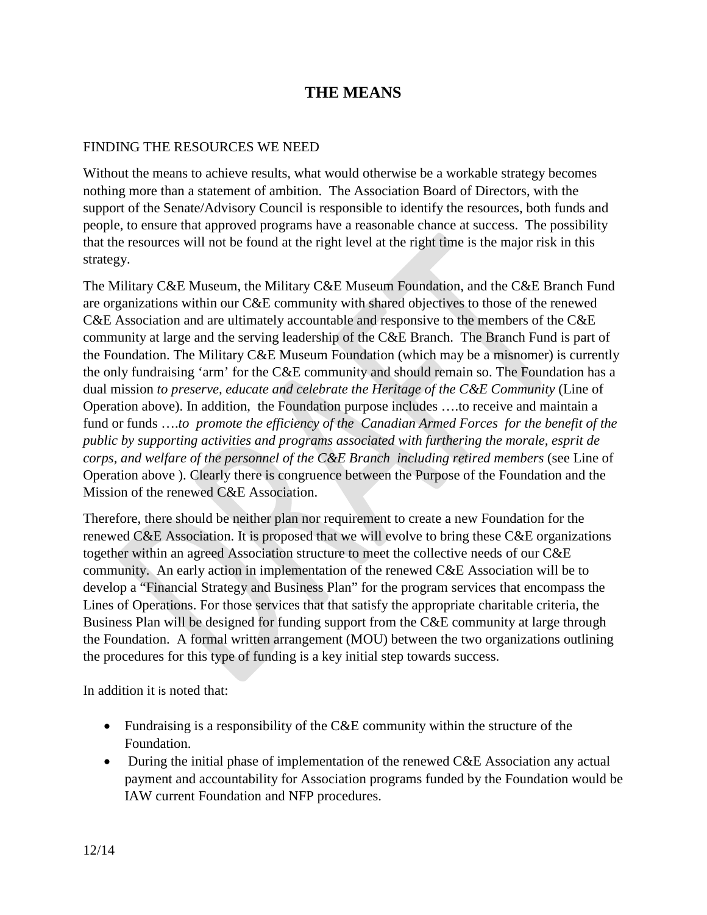# THE MEANS

FINDING THE RESOURCES WE NEED

Without the means to achieve results, what would otherwise be a workable strategy becomes nothing more than a statement of ambition. The Association Board of Directors, with the support of the Senate/Advisory Council is responsible to identify the resources, both funds and people, to ensure that approved programs have a reasonable chance at success. The possibility that the resources will not be found at the right level at the right time is the major risk in this strategy.

The Military C&E Museum, the Military C&E Museum Foundation, and the C&E Branch Fund are organizations within our C&E community with shared objectives to those of the renewed C&E Association and are ultimately accountable and responsive to the members of the C&E community at large and the serving leadership of the C&E Branch. The Branch Fund is part of the Foundation. The Military C&E Museum Foundation (which may be a misnomer) is currently the only fundraising 'arm' for the C&E community and should remain so. The Foundation has a dual mission *to preserve, educate and celebrate the Heritage of the C&E Community* (Line of Operation above). In addition, the Foundation purpose includes ….to receive and maintain a fund or funds ….*to promote the efficiency of the Canadian Armed Forces for the benefit of the public by supporting activities and programs associated with furthering the morale, esprit de corps, and welfare of the personnel of the C&E Branch including retired members* (see Line of Operation above ). Clearly there is congruence between the Purpose of the Foundation and the Mission of the renewed C&E Association.

Therefore, there should be neither plan nor requirement to create a new Foundation for the renewed C&E Association. It is proposed that we will evolve to bring these C&E organizations together within an agreed Association structure to meet the collective needs of our C&E community. An early action in implementation of the renewed C&E Association will be to develop a "Financial Strategy and Business Plan" for the program services that encompass the Lines of Operations. For those services that that satisfy the appropriate charitable criteria, the Business Plan will be designed for funding support from the C&E community at large through the Foundation. A formal written arrangement (MOU) between the two organizations outlining the procedures for this type of funding is a key initial step towards success.

In addition it is noted that:

- Fundraising is a responsibility of the C&E community within the structure of the Foundation.
- During the initial phase of implementation of the renewed C&E Association any actual payment and accountability for Association programs funded by the Foundation would be IAW current Foundation and NFP procedures.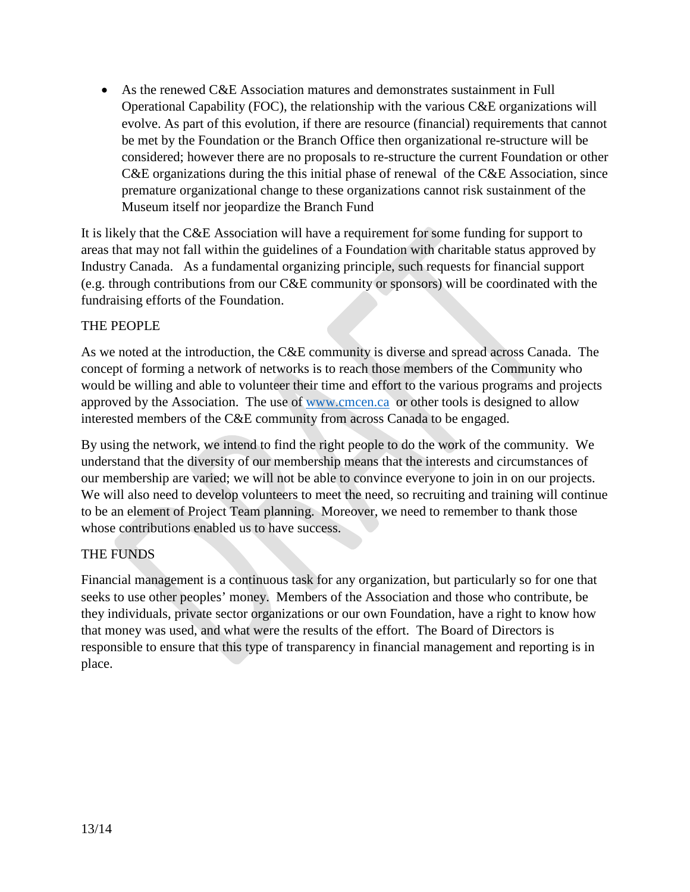- As the renewed C&E Association matures and demonstrates sustainment in Full Operational Capability (FOC), the relationship with the various C&E organizations will evolve. As part of this evolution, if there are resource (financial) requirements that cannot be met by the Foundation or the Branch Office then organizational re-structure will be considered; however there are no proposals to re-structure the current Foundation or other C&E organizations during the this initial phase of renewal of the C&E Association, since premature organizational change to these organizations cannot risk sustainment of the Museum itself nor jeopardize the Branch Fund

It is likely that the C&E Association will have a requirement for some funding for support to areas that may not fall within the guidelines of a Foundation with charitable status approved by Industry Canada. As a fundamental organizing principle, such requests for financial support (e.g. through contributions from our C&E community or sponsors) will be coordinated with the fundraising efforts of the Foundation.

## THE PEOPLE

As we noted at the introduction, the C&E community is diverse and spread across Canada. The concept of forming a network of networks is to reach those members of the Community who would be willing and able to volunteer their time and effort to the various programs and projects approved by the Association. The use of www.cmcen.ca or other tools is designed to allow interested members of the C&E community from across Canada to be engaged.

By using the network, we intend to find the right people to do the work of the community. We understand that the diversity of our membership means that the interests and circumstances of our membership are varied; we will not be able to convince everyone to join in on our projects. We will also need to develop volunteers to meet the need, so recruiting and training will continue to be an element of Project Team planning. Moreover, we need to remember to thank those whose contributions enabled us to have success.

## THE FUNDS

Financial management is a continuous task for any organization, but particularly so for one that seeks to use other peoples' money. Members of the Association and those who contribute, be they individuals, private sector organizations or our own Foundation, have a right to know how that money was used, and what were the results of the effort. The Board of Directors is responsible to ensure that this type of transparency in financial management and reporting is in place.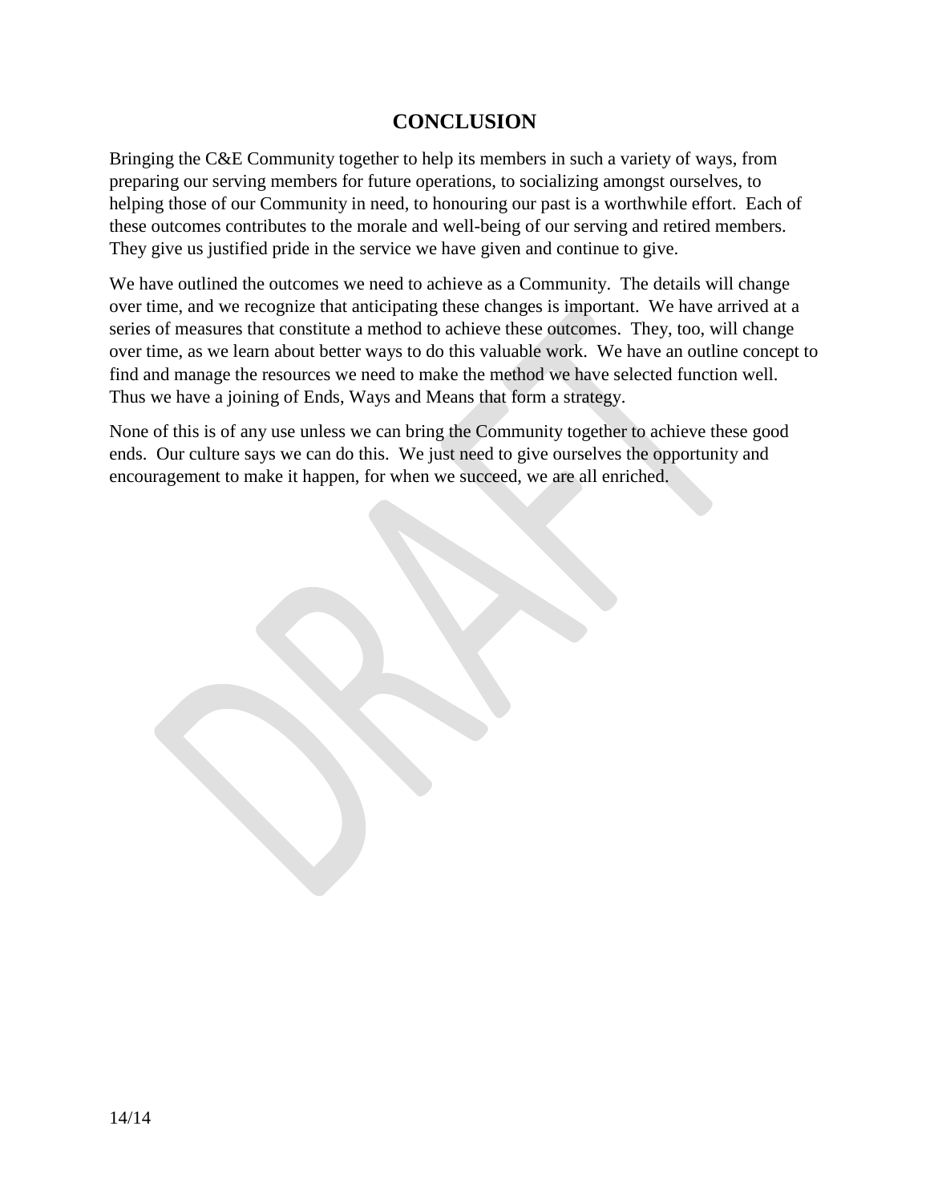## CONCLUSION

Bringing the C&E Community together to help its members in such a variety of ways, from preparing our serving members for future operations, to socializing amongst ourselves, to helping those of our Community in need, to honouring our past is a worthwhile effort. Each of these outcomes contributes to the morale and well-being of our serving and retired members. They give us justified pride in the service we have given and continue to give.

We have outlined the outcomes we need to achieve as a Community. The details will change over time, and we recognize that anticipating these changes is important. We have arrived at a series of measures that constitute a method to achieve these outcomes. They, too, will change over time, as we learn about better ways to do this valuable work. We have an outline concept to find and manage the resources we need to make the method we have selected function well. Thus we have a joining of Ends, Ways and Means that form a strategy.

None of this is of any use unless we can bring the Community together to achieve these good ends. Our culture says we can do this. We just need to give ourselves the opportunity and encouragement to make it happen, for when we succeed, we are all enriched.